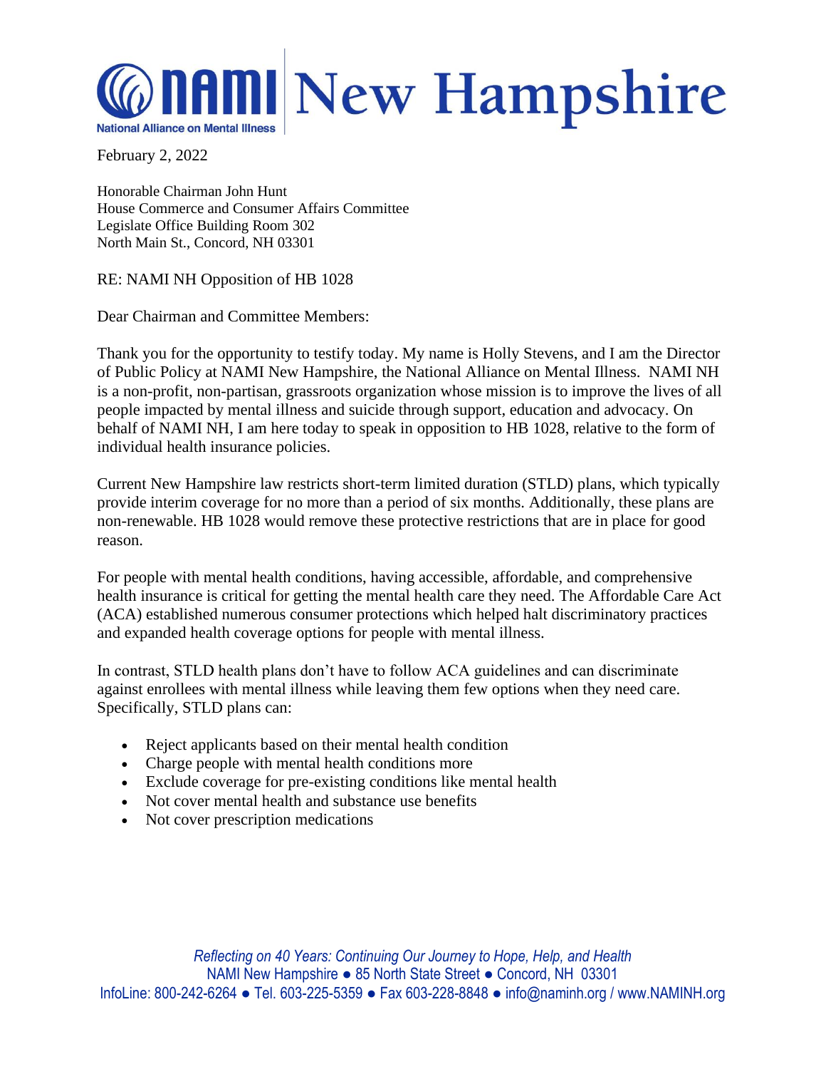# NAMI New Hampshire

National Alliance on Mental Illness

February 2, 2022

Honorable Chairman John Hunt
House Commerce and Consumer Affairs Committee
Legislate Office Building Room 302
North Main St., Concord, NH 03301

RE: NAMI NH Opposition of HB 1028

Dear Chairman and Committee Members:

Thank you for the opportunity to testify today. My name is Holly Stevens, and I am the Director of Public Policy at NAMI New Hampshire, the National Alliance on Mental Illness. NAMI NH is a non-profit, non-partisan, grassroots organization whose mission is to improve the lives of all people impacted by mental illness and suicide through support, education and advocacy. On behalf of NAMI NH, I am here today to speak in opposition to HB 1028, relative to the form of individual health insurance policies.

Current New Hampshire law restricts short-term limited duration (STLD) plans, which typically provide interim coverage for no more than a period of six months. Additionally, these plans are non-renewable. HB 1028 would remove these protective restrictions that are in place for good reason.

For people with mental health conditions, having accessible, affordable, and comprehensive health insurance is critical for getting the mental health care they need. The Affordable Care Act (ACA) established numerous consumer protections which helped halt discriminatory practices and expanded health coverage options for people with mental illness.

In contrast, STLD health plans don't have to follow ACA guidelines and can discriminate against enrollees with mental illness while leaving them few options when they need care. Specifically, STLD plans can:

- Reject applicants based on their mental health condition
- Charge people with mental health conditions more
- Exclude coverage for pre-existing conditions like mental health
- Not cover mental health and substance use benefits
- Not cover prescription medications

*Reflecting on 40 Years: Continuing Our Journey to Hope, Help, and Health*
NAMI New Hampshire ● 85 North State Street ● Concord, NH 03301
InfoLine: 800-242-6264 ● Tel. 603-225-5359 ● Fax 603-228-8848 ● info@naminh.org / www.NAMINH.org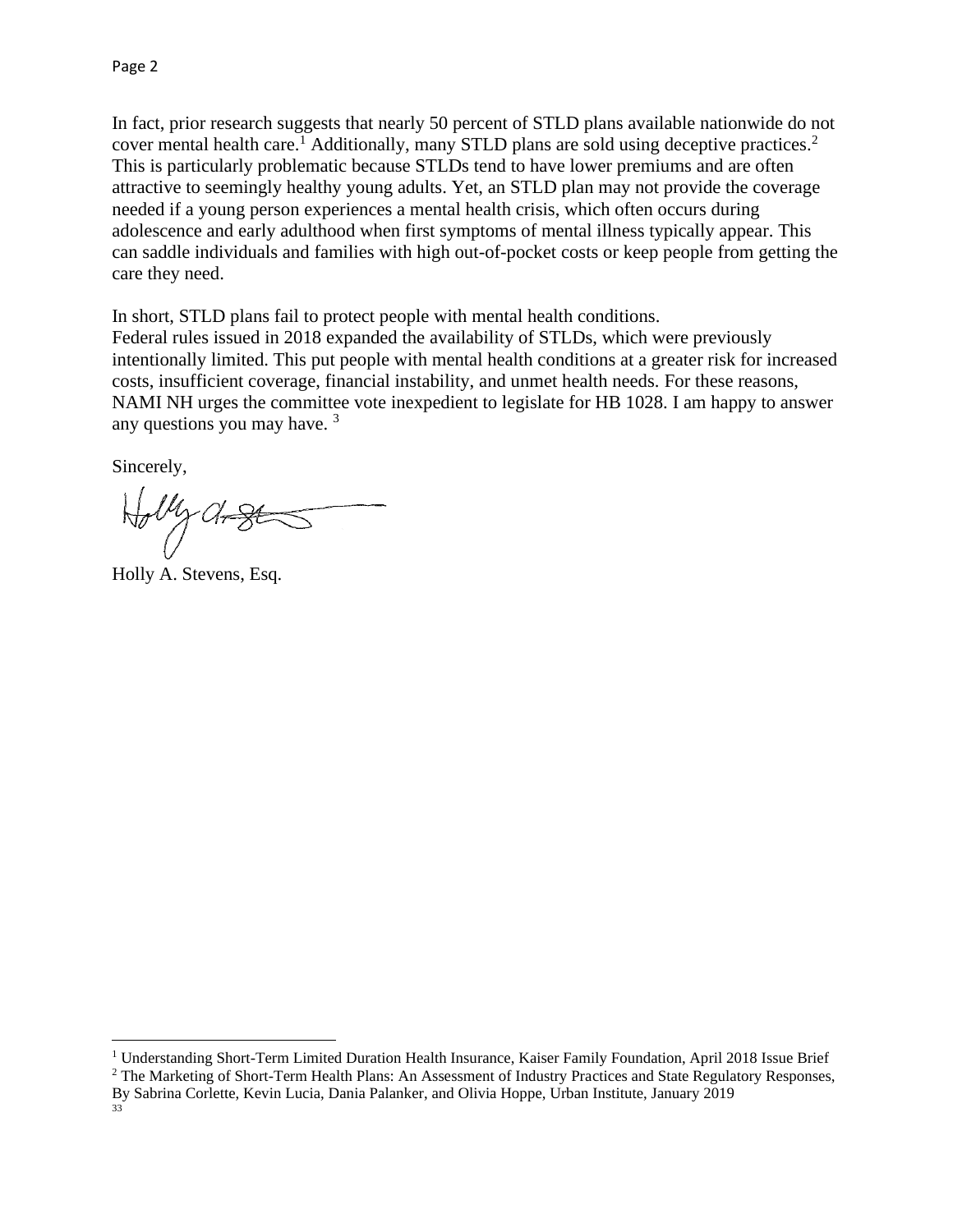In fact, prior research suggests that nearly 50 percent of STLD plans available nationwide do not cover mental health care.[1] Additionally, many STLD plans are sold using deceptive practices.[2] This is particularly problematic because STLDs tend to have lower premiums and are often attractive to seemingly healthy young adults. Yet, an STLD plan may not provide the coverage needed if a young person experiences a mental health crisis, which often occurs during adolescence and early adulthood when first symptoms of mental illness typically appear. This can saddle individuals and families with high out-of-pocket costs or keep people from getting the care they need.

In short, STLD plans fail to protect people with mental health conditions.
Federal rules issued in 2018 expanded the availability of STLDs, which were previously intentionally limited. This put people with mental health conditions at a greater risk for increased costs, insufficient coverage, financial instability, and unmet health needs. For these reasons, NAMI NH urges the committee vote inexpedient to legislate for HB 1028. I am happy to answer any questions you may have. [3]

Sincerely,

Holly A. Stevens, Esq.

---

[1] Understanding Short-Term Limited Duration Health Insurance, Kaiser Family Foundation, April 2018 Issue Brief

[2] The Marketing of Short-Term Health Plans: An Assessment of Industry Practices and State Regulatory Responses, By Sabrina Corlette, Kevin Lucia, Dania Palanker, and Olivia Hoppe, Urban Institute, January 2019

33